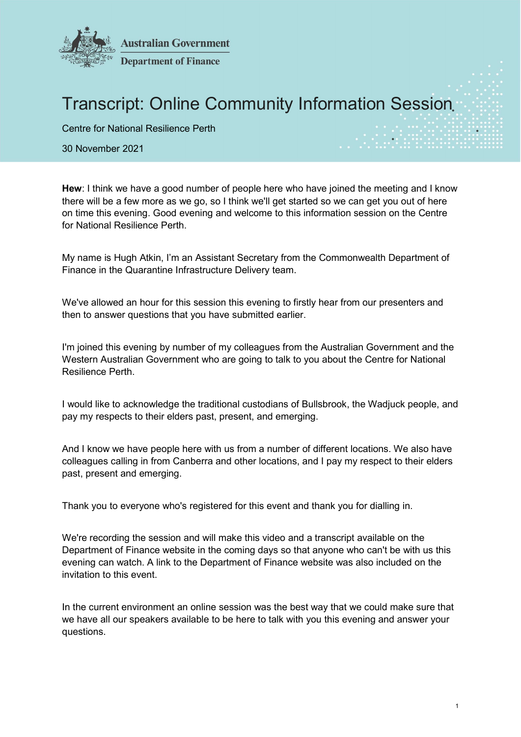Australian Government
Department of Finance

# Transcript: Online Community Information Session

Centre for National Resilience Perth

30 November 2021

**Hew**: I think we have a good number of people here who have joined the meeting and I know there will be a few more as we go, so I think we'll get started so we can get you out of here on time this evening. Good evening and welcome to this information session on the Centre for National Resilience Perth.

My name is Hugh Atkin, I'm an Assistant Secretary from the Commonwealth Department of Finance in the Quarantine Infrastructure Delivery team.

We've allowed an hour for this session this evening to firstly hear from our presenters and then to answer questions that you have submitted earlier.

I'm joined this evening by number of my colleagues from the Australian Government and the Western Australian Government who are going to talk to you about the Centre for National Resilience Perth.

I would like to acknowledge the traditional custodians of Bullsbrook, the Wadjuck people, and pay my respects to their elders past, present, and emerging.

And I know we have people here with us from a number of different locations. We also have colleagues calling in from Canberra and other locations, and I pay my respect to their elders past, present and emerging.

Thank you to everyone who's registered for this event and thank you for dialling in.

We're recording the session and will make this video and a transcript available on the Department of Finance website in the coming days so that anyone who can't be with us this evening can watch. A link to the Department of Finance website was also included on the invitation to this event.

In the current environment an online session was the best way that we could make sure that we have all our speakers available to be here to talk with you this evening and answer your questions.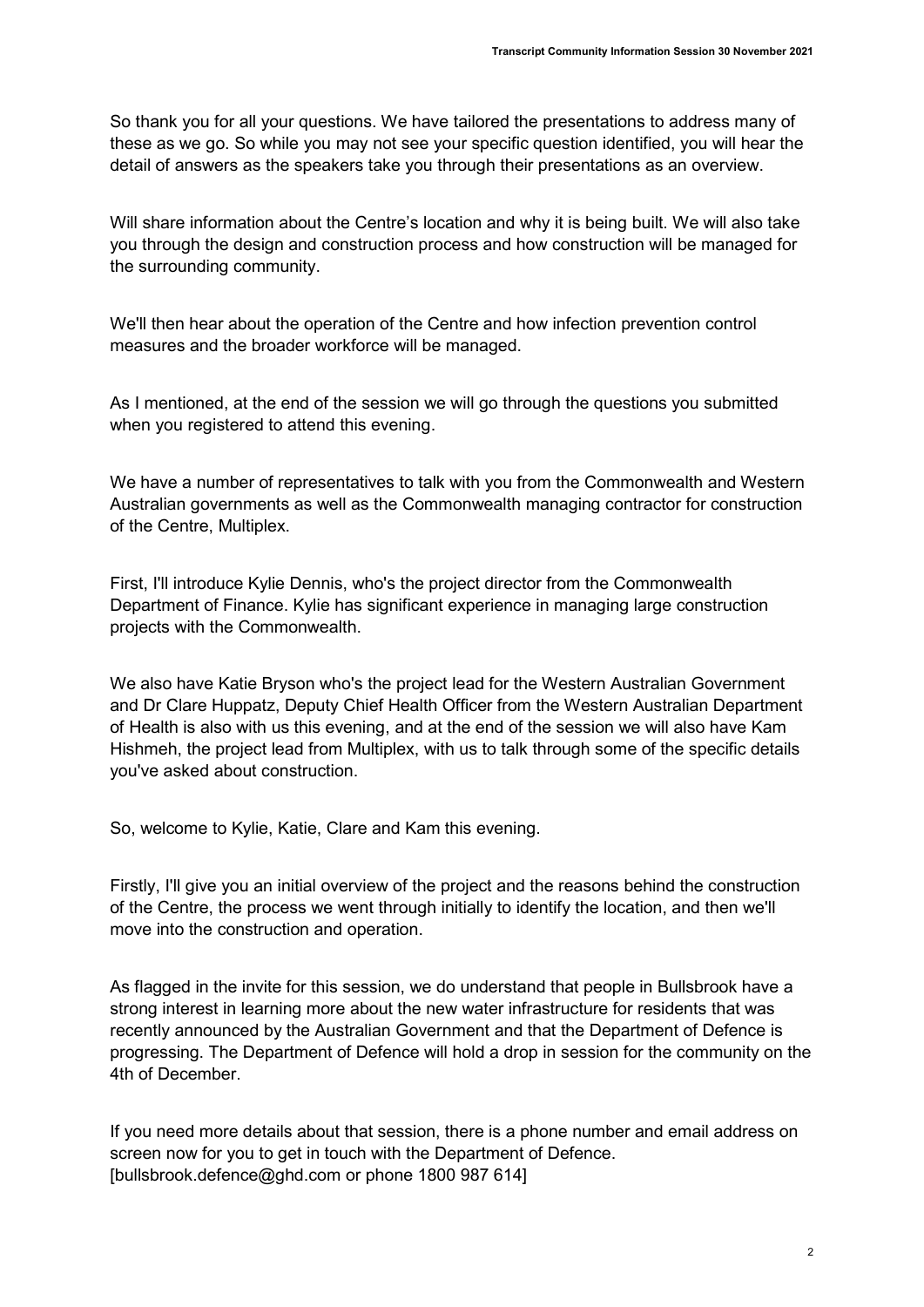So thank you for all your questions. We have tailored the presentations to address many of these as we go. So while you may not see your specific question identified, you will hear the detail of answers as the speakers take you through their presentations as an overview.

Will share information about the Centre's location and why it is being built. We will also take you through the design and construction process and how construction will be managed for the surrounding community.

We'll then hear about the operation of the Centre and how infection prevention control measures and the broader workforce will be managed.

As I mentioned, at the end of the session we will go through the questions you submitted when you registered to attend this evening.

We have a number of representatives to talk with you from the Commonwealth and Western Australian governments as well as the Commonwealth managing contractor for construction of the Centre, Multiplex.

First, I'll introduce Kylie Dennis, who's the project director from the Commonwealth Department of Finance. Kylie has significant experience in managing large construction projects with the Commonwealth.

We also have Katie Bryson who's the project lead for the Western Australian Government and Dr Clare Huppatz, Deputy Chief Health Officer from the Western Australian Department of Health is also with us this evening, and at the end of the session we will also have Kam Hishmeh, the project lead from Multiplex, with us to talk through some of the specific details you've asked about construction.

So, welcome to Kylie, Katie, Clare and Kam this evening.

Firstly, I'll give you an initial overview of the project and the reasons behind the construction of the Centre, the process we went through initially to identify the location, and then we'll move into the construction and operation.

As flagged in the invite for this session, we do understand that people in Bullsbrook have a strong interest in learning more about the new water infrastructure for residents that was recently announced by the Australian Government and that the Department of Defence is progressing. The Department of Defence will hold a drop in session for the community on the 4th of December.

If you need more details about that session, there is a phone number and email address on screen now for you to get in touch with the Department of Defence. [bullsbrook.defence@ghd.com or phone 1800 987 614]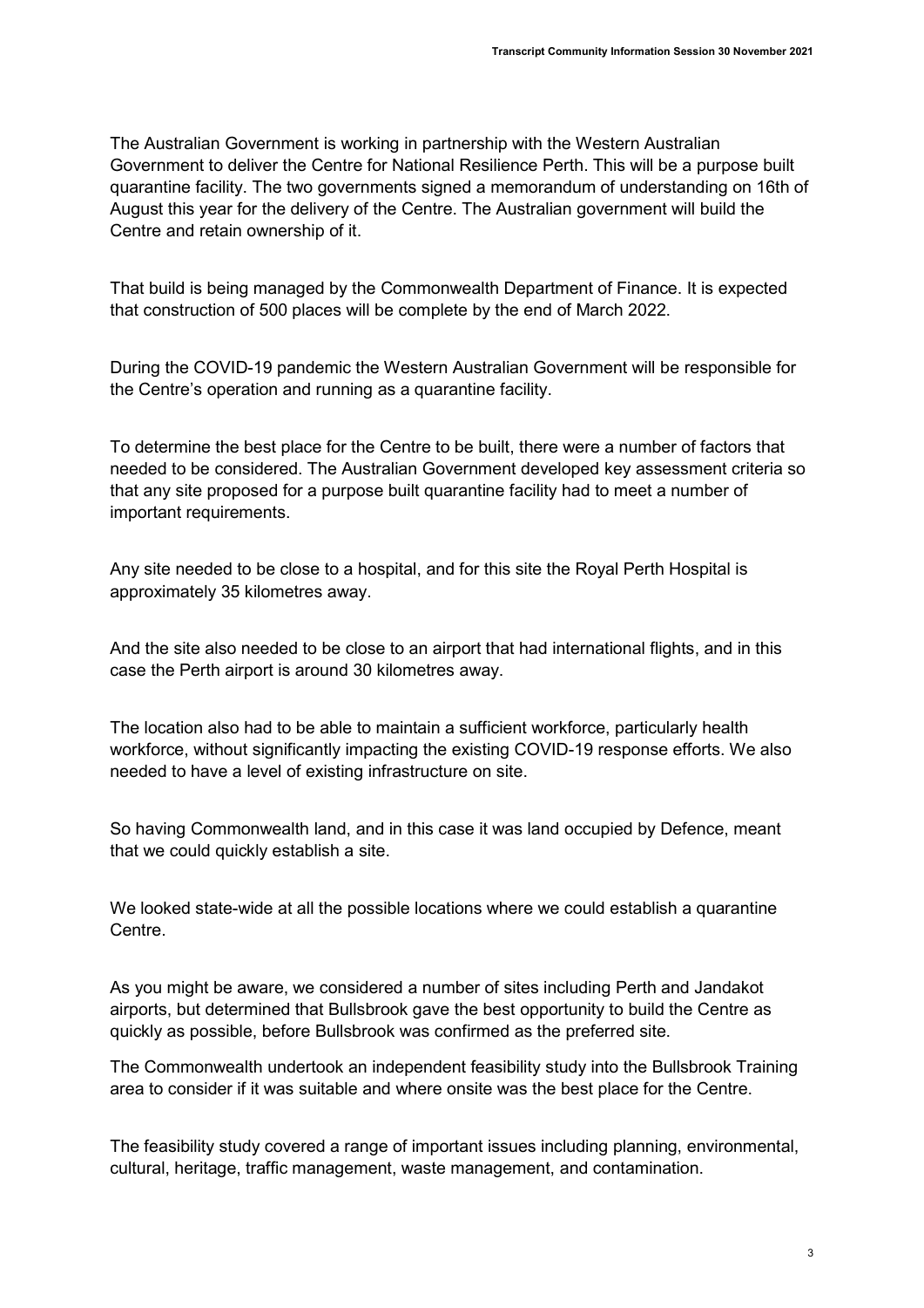The Australian Government is working in partnership with the Western Australian Government to deliver the Centre for National Resilience Perth. This will be a purpose built quarantine facility. The two governments signed a memorandum of understanding on 16th of August this year for the delivery of the Centre. The Australian government will build the Centre and retain ownership of it.

That build is being managed by the Commonwealth Department of Finance. It is expected that construction of 500 places will be complete by the end of March 2022.

During the COVID-19 pandemic the Western Australian Government will be responsible for the Centre's operation and running as a quarantine facility.

To determine the best place for the Centre to be built, there were a number of factors that needed to be considered. The Australian Government developed key assessment criteria so that any site proposed for a purpose built quarantine facility had to meet a number of important requirements.

Any site needed to be close to a hospital, and for this site the Royal Perth Hospital is approximately 35 kilometres away.

And the site also needed to be close to an airport that had international flights, and in this case the Perth airport is around 30 kilometres away.

The location also had to be able to maintain a sufficient workforce, particularly health workforce, without significantly impacting the existing COVID-19 response efforts. We also needed to have a level of existing infrastructure on site.

So having Commonwealth land, and in this case it was land occupied by Defence, meant that we could quickly establish a site.

We looked state-wide at all the possible locations where we could establish a quarantine Centre.

As you might be aware, we considered a number of sites including Perth and Jandakot airports, but determined that Bullsbrook gave the best opportunity to build the Centre as quickly as possible, before Bullsbrook was confirmed as the preferred site.

The Commonwealth undertook an independent feasibility study into the Bullsbrook Training area to consider if it was suitable and where onsite was the best place for the Centre.

The feasibility study covered a range of important issues including planning, environmental, cultural, heritage, traffic management, waste management, and contamination.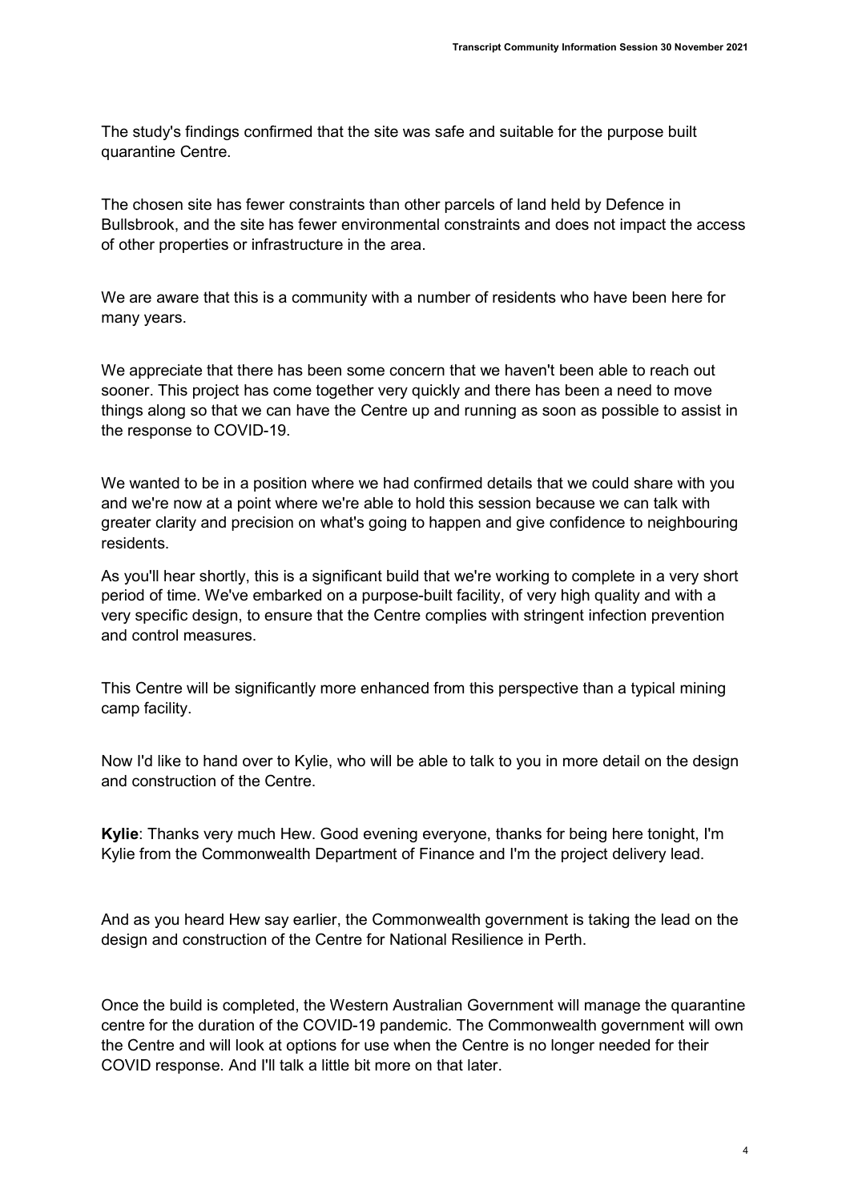The study's findings confirmed that the site was safe and suitable for the purpose built quarantine Centre.

The chosen site has fewer constraints than other parcels of land held by Defence in Bullsbrook, and the site has fewer environmental constraints and does not impact the access of other properties or infrastructure in the area.

We are aware that this is a community with a number of residents who have been here for many years.

We appreciate that there has been some concern that we haven't been able to reach out sooner. This project has come together very quickly and there has been a need to move things along so that we can have the Centre up and running as soon as possible to assist in the response to COVID-19.

We wanted to be in a position where we had confirmed details that we could share with you and we're now at a point where we're able to hold this session because we can talk with greater clarity and precision on what's going to happen and give confidence to neighbouring residents.

As you'll hear shortly, this is a significant build that we're working to complete in a very short period of time. We've embarked on a purpose-built facility, of very high quality and with a very specific design, to ensure that the Centre complies with stringent infection prevention and control measures.

This Centre will be significantly more enhanced from this perspective than a typical mining camp facility.

Now I'd like to hand over to Kylie, who will be able to talk to you in more detail on the design and construction of the Centre.

**Kylie**: Thanks very much Hew. Good evening everyone, thanks for being here tonight, I'm Kylie from the Commonwealth Department of Finance and I'm the project delivery lead.

And as you heard Hew say earlier, the Commonwealth government is taking the lead on the design and construction of the Centre for National Resilience in Perth.

Once the build is completed, the Western Australian Government will manage the quarantine centre for the duration of the COVID-19 pandemic. The Commonwealth government will own the Centre and will look at options for use when the Centre is no longer needed for their COVID response. And I'll talk a little bit more on that later.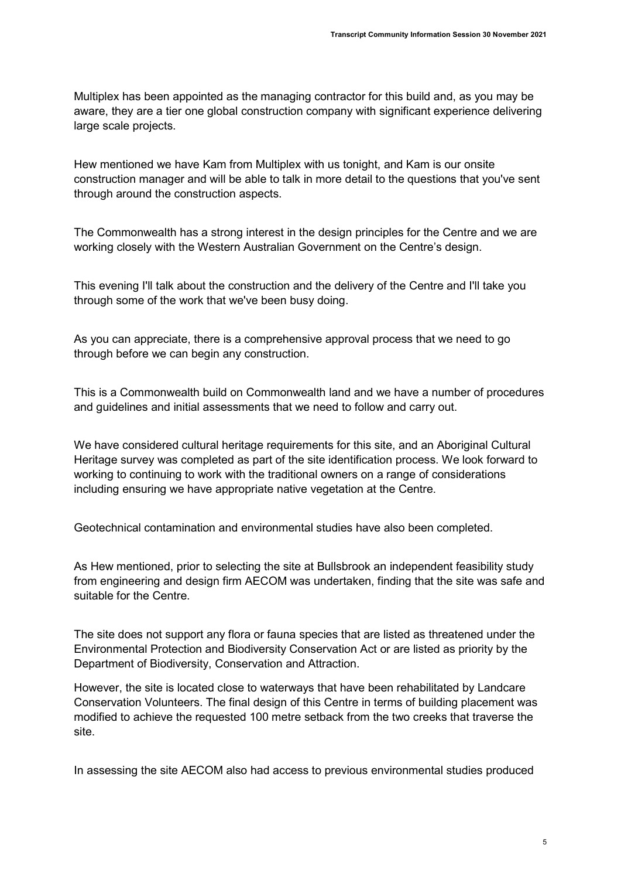Multiplex has been appointed as the managing contractor for this build and, as you may be aware, they are a tier one global construction company with significant experience delivering large scale projects.

Hew mentioned we have Kam from Multiplex with us tonight, and Kam is our onsite construction manager and will be able to talk in more detail to the questions that you've sent through around the construction aspects.

The Commonwealth has a strong interest in the design principles for the Centre and we are working closely with the Western Australian Government on the Centre's design.

This evening I'll talk about the construction and the delivery of the Centre and I'll take you through some of the work that we've been busy doing.

As you can appreciate, there is a comprehensive approval process that we need to go through before we can begin any construction.

This is a Commonwealth build on Commonwealth land and we have a number of procedures and guidelines and initial assessments that we need to follow and carry out.

We have considered cultural heritage requirements for this site, and an Aboriginal Cultural Heritage survey was completed as part of the site identification process. We look forward to working to continuing to work with the traditional owners on a range of considerations including ensuring we have appropriate native vegetation at the Centre.

Geotechnical contamination and environmental studies have also been completed.

As Hew mentioned, prior to selecting the site at Bullsbrook an independent feasibility study from engineering and design firm AECOM was undertaken, finding that the site was safe and suitable for the Centre.

The site does not support any flora or fauna species that are listed as threatened under the Environmental Protection and Biodiversity Conservation Act or are listed as priority by the Department of Biodiversity, Conservation and Attraction.

However, the site is located close to waterways that have been rehabilitated by Landcare Conservation Volunteers. The final design of this Centre in terms of building placement was modified to achieve the requested 100 metre setback from the two creeks that traverse the site.

In assessing the site AECOM also had access to previous environmental studies produced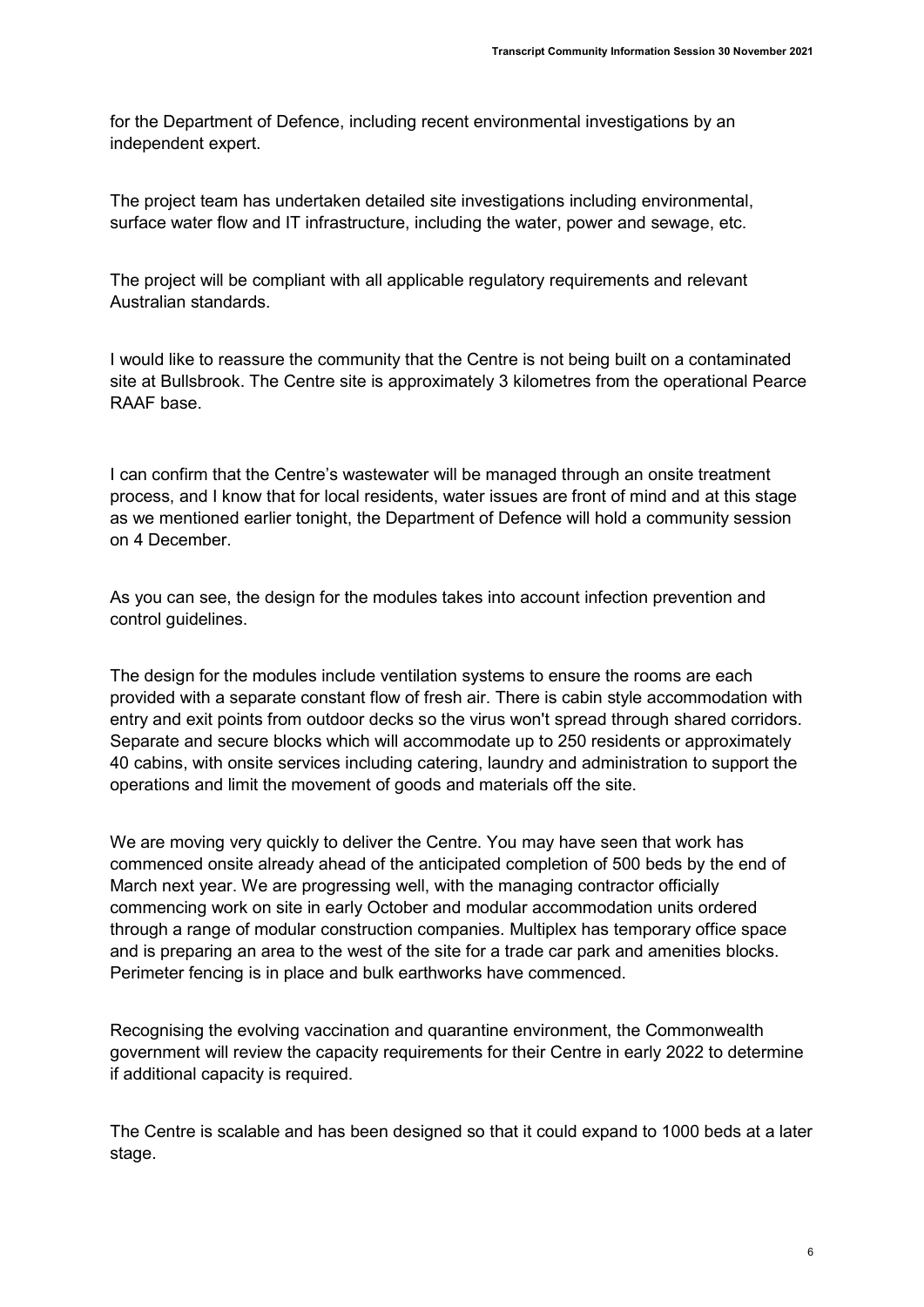for the Department of Defence, including recent environmental investigations by an independent expert.

The project team has undertaken detailed site investigations including environmental, surface water flow and IT infrastructure, including the water, power and sewage, etc.

The project will be compliant with all applicable regulatory requirements and relevant Australian standards.

I would like to reassure the community that the Centre is not being built on a contaminated site at Bullsbrook. The Centre site is approximately 3 kilometres from the operational Pearce RAAF base.

I can confirm that the Centre's wastewater will be managed through an onsite treatment process, and I know that for local residents, water issues are front of mind and at this stage as we mentioned earlier tonight, the Department of Defence will hold a community session on 4 December.

As you can see, the design for the modules takes into account infection prevention and control guidelines.

The design for the modules include ventilation systems to ensure the rooms are each provided with a separate constant flow of fresh air. There is cabin style accommodation with entry and exit points from outdoor decks so the virus won't spread through shared corridors. Separate and secure blocks which will accommodate up to 250 residents or approximately 40 cabins, with onsite services including catering, laundry and administration to support the operations and limit the movement of goods and materials off the site.

We are moving very quickly to deliver the Centre. You may have seen that work has commenced onsite already ahead of the anticipated completion of 500 beds by the end of March next year. We are progressing well, with the managing contractor officially commencing work on site in early October and modular accommodation units ordered through a range of modular construction companies. Multiplex has temporary office space and is preparing an area to the west of the site for a trade car park and amenities blocks. Perimeter fencing is in place and bulk earthworks have commenced.

Recognising the evolving vaccination and quarantine environment, the Commonwealth government will review the capacity requirements for their Centre in early 2022 to determine if additional capacity is required.

The Centre is scalable and has been designed so that it could expand to 1000 beds at a later stage.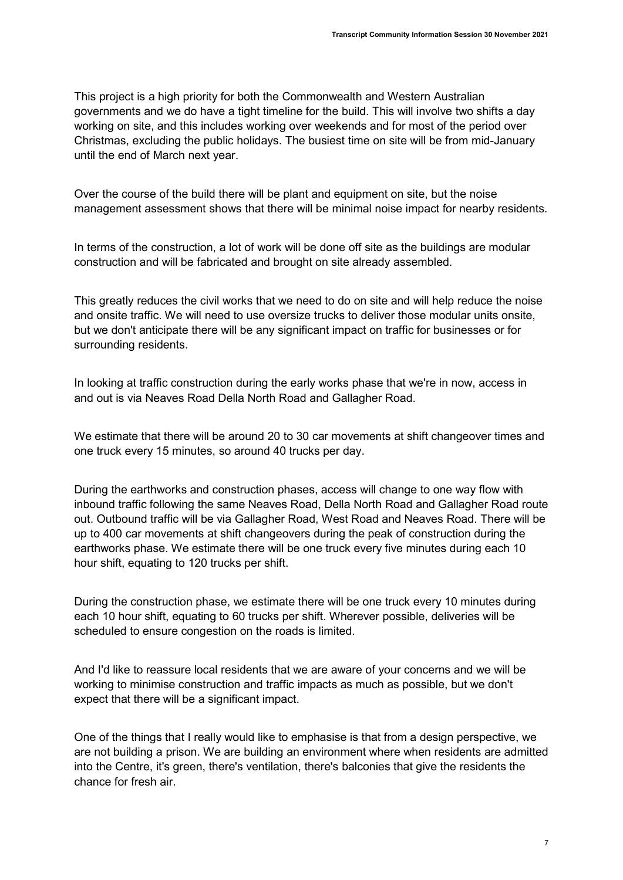This project is a high priority for both the Commonwealth and Western Australian governments and we do have a tight timeline for the build. This will involve two shifts a day working on site, and this includes working over weekends and for most of the period over Christmas, excluding the public holidays. The busiest time on site will be from mid-January until the end of March next year.

Over the course of the build there will be plant and equipment on site, but the noise management assessment shows that there will be minimal noise impact for nearby residents.

In terms of the construction, a lot of work will be done off site as the buildings are modular construction and will be fabricated and brought on site already assembled.

This greatly reduces the civil works that we need to do on site and will help reduce the noise and onsite traffic. We will need to use oversize trucks to deliver those modular units onsite, but we don't anticipate there will be any significant impact on traffic for businesses or for surrounding residents.

In looking at traffic construction during the early works phase that we're in now, access in and out is via Neaves Road Della North Road and Gallagher Road.

We estimate that there will be around 20 to 30 car movements at shift changeover times and one truck every 15 minutes, so around 40 trucks per day.

During the earthworks and construction phases, access will change to one way flow with inbound traffic following the same Neaves Road, Della North Road and Gallagher Road route out. Outbound traffic will be via Gallagher Road, West Road and Neaves Road. There will be up to 400 car movements at shift changeovers during the peak of construction during the earthworks phase. We estimate there will be one truck every five minutes during each 10 hour shift, equating to 120 trucks per shift.

During the construction phase, we estimate there will be one truck every 10 minutes during each 10 hour shift, equating to 60 trucks per shift. Wherever possible, deliveries will be scheduled to ensure congestion on the roads is limited.

And I'd like to reassure local residents that we are aware of your concerns and we will be working to minimise construction and traffic impacts as much as possible, but we don't expect that there will be a significant impact.

One of the things that I really would like to emphasise is that from a design perspective, we are not building a prison. We are building an environment where when residents are admitted into the Centre, it's green, there's ventilation, there's balconies that give the residents the chance for fresh air.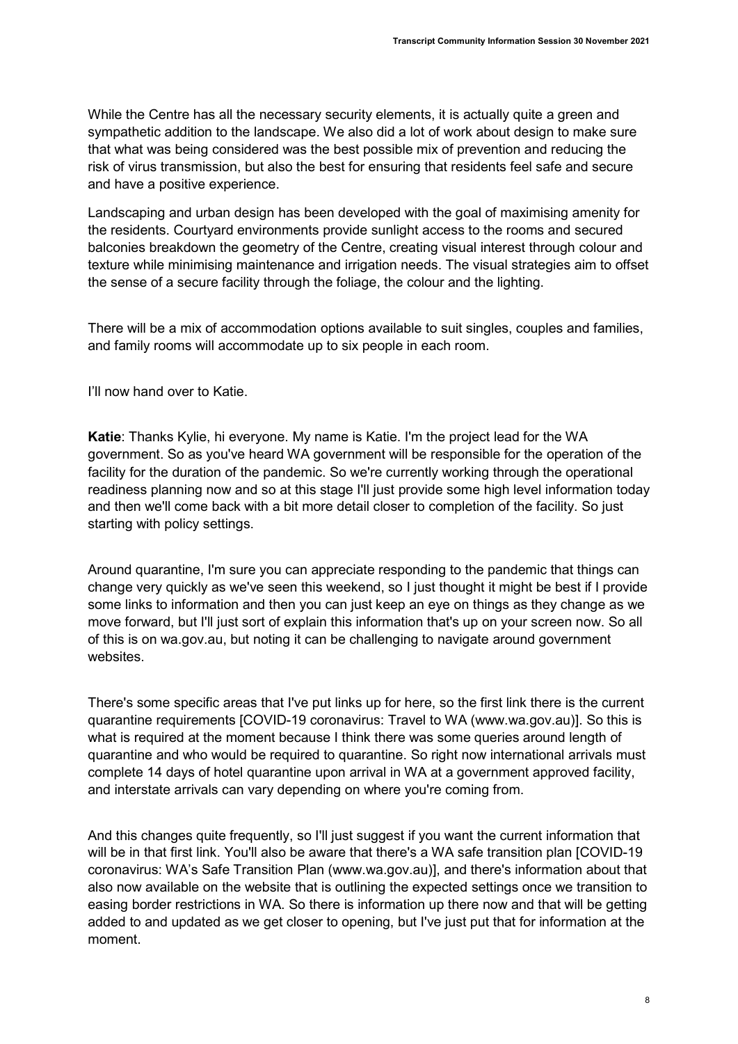While the Centre has all the necessary security elements, it is actually quite a green and sympathetic addition to the landscape. We also did a lot of work about design to make sure that what was being considered was the best possible mix of prevention and reducing the risk of virus transmission, but also the best for ensuring that residents feel safe and secure and have a positive experience.

Landscaping and urban design has been developed with the goal of maximising amenity for the residents. Courtyard environments provide sunlight access to the rooms and secured balconies breakdown the geometry of the Centre, creating visual interest through colour and texture while minimising maintenance and irrigation needs. The visual strategies aim to offset the sense of a secure facility through the foliage, the colour and the lighting.

There will be a mix of accommodation options available to suit singles, couples and families, and family rooms will accommodate up to six people in each room.

I'll now hand over to Katie.

**Katie**: Thanks Kylie, hi everyone. My name is Katie. I'm the project lead for the WA government. So as you've heard WA government will be responsible for the operation of the facility for the duration of the pandemic. So we're currently working through the operational readiness planning now and so at this stage I'll just provide some high level information today and then we'll come back with a bit more detail closer to completion of the facility. So just starting with policy settings.

Around quarantine, I'm sure you can appreciate responding to the pandemic that things can change very quickly as we've seen this weekend, so I just thought it might be best if I provide some links to information and then you can just keep an eye on things as they change as we move forward, but I'll just sort of explain this information that's up on your screen now. So all of this is on wa.gov.au, but noting it can be challenging to navigate around government websites.

There's some specific areas that I've put links up for here, so the first link there is the current quarantine requirements [COVID-19 coronavirus: Travel to WA (www.wa.gov.au)]. So this is what is required at the moment because I think there was some queries around length of quarantine and who would be required to quarantine. So right now international arrivals must complete 14 days of hotel quarantine upon arrival in WA at a government approved facility, and interstate arrivals can vary depending on where you're coming from.

And this changes quite frequently, so I'll just suggest if you want the current information that will be in that first link. You'll also be aware that there's a WA safe transition plan [COVID-19 coronavirus: WA's Safe Transition Plan (www.wa.gov.au)], and there's information about that also now available on the website that is outlining the expected settings once we transition to easing border restrictions in WA. So there is information up there now and that will be getting added to and updated as we get closer to opening, but I've just put that for information at the moment.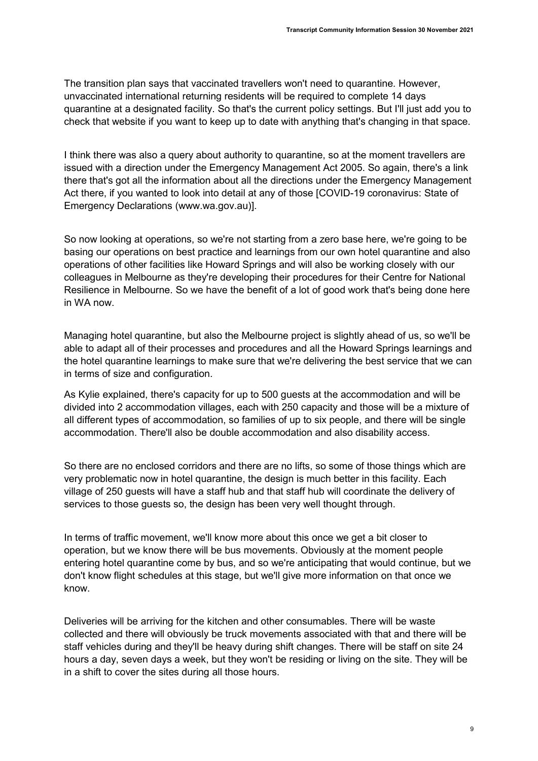The transition plan says that vaccinated travellers won't need to quarantine. However, unvaccinated international returning residents will be required to complete 14 days quarantine at a designated facility. So that's the current policy settings. But I'll just add you to check that website if you want to keep up to date with anything that's changing in that space.

I think there was also a query about authority to quarantine, so at the moment travellers are issued with a direction under the Emergency Management Act 2005. So again, there's a link there that's got all the information about all the directions under the Emergency Management Act there, if you wanted to look into detail at any of those [COVID-19 coronavirus: State of Emergency Declarations (www.wa.gov.au)].

So now looking at operations, so we're not starting from a zero base here, we're going to be basing our operations on best practice and learnings from our own hotel quarantine and also operations of other facilities like Howard Springs and will also be working closely with our colleagues in Melbourne as they're developing their procedures for their Centre for National Resilience in Melbourne. So we have the benefit of a lot of good work that's being done here in WA now.

Managing hotel quarantine, but also the Melbourne project is slightly ahead of us, so we'll be able to adapt all of their processes and procedures and all the Howard Springs learnings and the hotel quarantine learnings to make sure that we're delivering the best service that we can in terms of size and configuration.

As Kylie explained, there's capacity for up to 500 guests at the accommodation and will be divided into 2 accommodation villages, each with 250 capacity and those will be a mixture of all different types of accommodation, so families of up to six people, and there will be single accommodation. There'll also be double accommodation and also disability access.

So there are no enclosed corridors and there are no lifts, so some of those things which are very problematic now in hotel quarantine, the design is much better in this facility. Each village of 250 guests will have a staff hub and that staff hub will coordinate the delivery of services to those guests so, the design has been very well thought through.

In terms of traffic movement, we'll know more about this once we get a bit closer to operation, but we know there will be bus movements. Obviously at the moment people entering hotel quarantine come by bus, and so we're anticipating that would continue, but we don't know flight schedules at this stage, but we'll give more information on that once we know.

Deliveries will be arriving for the kitchen and other consumables. There will be waste collected and there will obviously be truck movements associated with that and there will be staff vehicles during and they'll be heavy during shift changes. There will be staff on site 24 hours a day, seven days a week, but they won't be residing or living on the site. They will be in a shift to cover the sites during all those hours.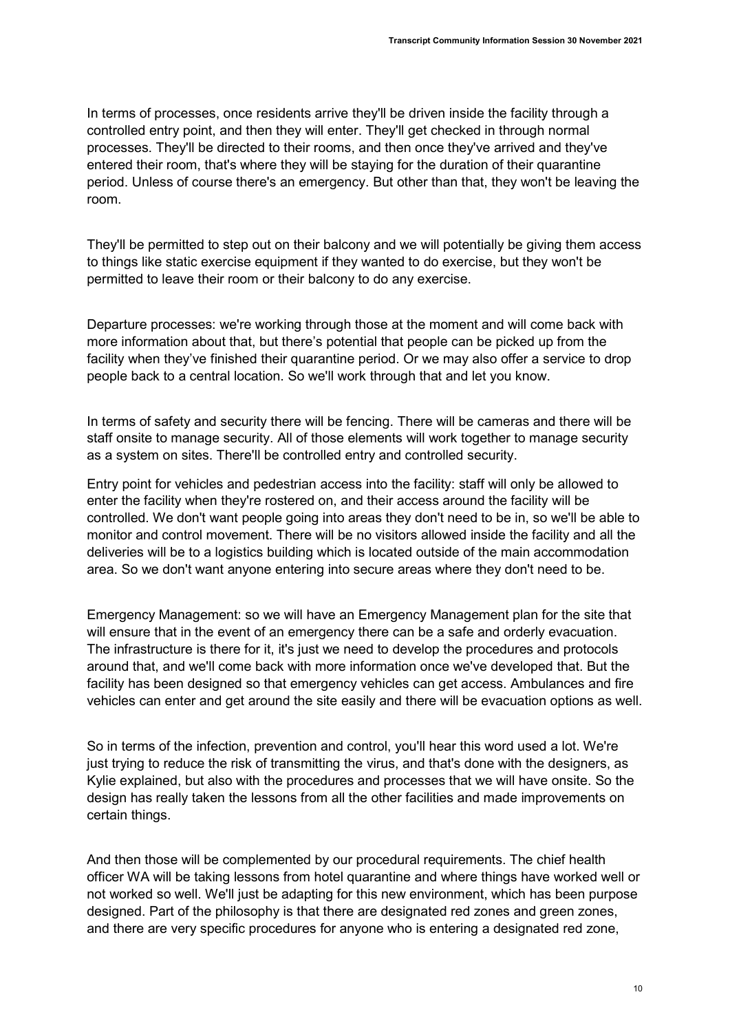In terms of processes, once residents arrive they'll be driven inside the facility through a controlled entry point, and then they will enter. They'll get checked in through normal processes. They'll be directed to their rooms, and then once they've arrived and they've entered their room, that's where they will be staying for the duration of their quarantine period. Unless of course there's an emergency. But other than that, they won't be leaving the room.

They'll be permitted to step out on their balcony and we will potentially be giving them access to things like static exercise equipment if they wanted to do exercise, but they won't be permitted to leave their room or their balcony to do any exercise.

Departure processes: we're working through those at the moment and will come back with more information about that, but there's potential that people can be picked up from the facility when they've finished their quarantine period. Or we may also offer a service to drop people back to a central location. So we'll work through that and let you know.

In terms of safety and security there will be fencing. There will be cameras and there will be staff onsite to manage security. All of those elements will work together to manage security as a system on sites. There'll be controlled entry and controlled security.

Entry point for vehicles and pedestrian access into the facility: staff will only be allowed to enter the facility when they're rostered on, and their access around the facility will be controlled. We don't want people going into areas they don't need to be in, so we'll be able to monitor and control movement. There will be no visitors allowed inside the facility and all the deliveries will be to a logistics building which is located outside of the main accommodation area. So we don't want anyone entering into secure areas where they don't need to be.

Emergency Management: so we will have an Emergency Management plan for the site that will ensure that in the event of an emergency there can be a safe and orderly evacuation. The infrastructure is there for it, it's just we need to develop the procedures and protocols around that, and we'll come back with more information once we've developed that. But the facility has been designed so that emergency vehicles can get access. Ambulances and fire vehicles can enter and get around the site easily and there will be evacuation options as well.

So in terms of the infection, prevention and control, you'll hear this word used a lot. We're just trying to reduce the risk of transmitting the virus, and that's done with the designers, as Kylie explained, but also with the procedures and processes that we will have onsite. So the design has really taken the lessons from all the other facilities and made improvements on certain things.

And then those will be complemented by our procedural requirements. The chief health officer WA will be taking lessons from hotel quarantine and where things have worked well or not worked so well. We'll just be adapting for this new environment, which has been purpose designed. Part of the philosophy is that there are designated red zones and green zones, and there are very specific procedures for anyone who is entering a designated red zone,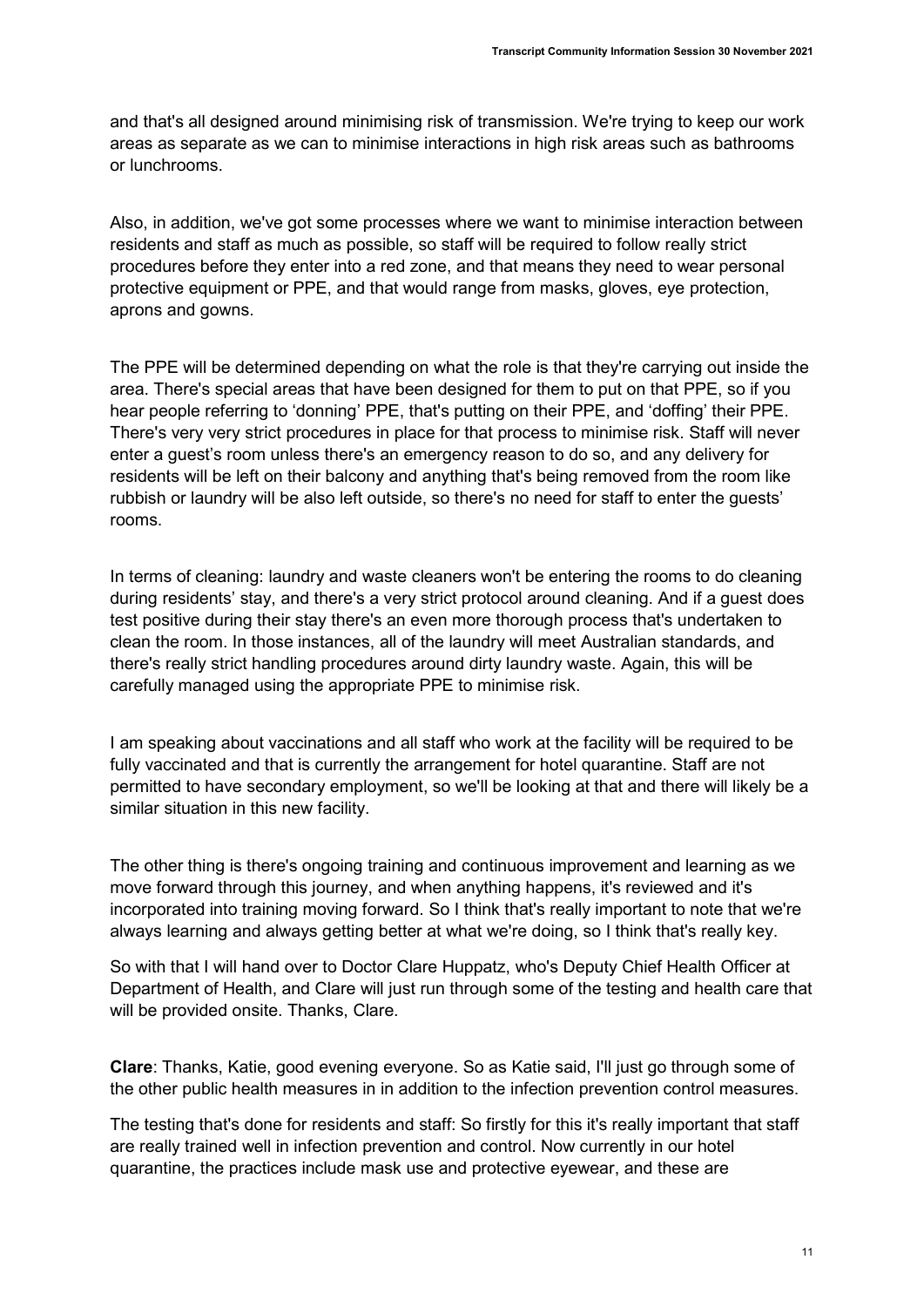and that's all designed around minimising risk of transmission. We're trying to keep our work areas as separate as we can to minimise interactions in high risk areas such as bathrooms or lunchrooms.

Also, in addition, we've got some processes where we want to minimise interaction between residents and staff as much as possible, so staff will be required to follow really strict procedures before they enter into a red zone, and that means they need to wear personal protective equipment or PPE, and that would range from masks, gloves, eye protection, aprons and gowns.

The PPE will be determined depending on what the role is that they're carrying out inside the area. There's special areas that have been designed for them to put on that PPE, so if you hear people referring to 'donning' PPE, that's putting on their PPE, and 'doffing' their PPE. There's very very strict procedures in place for that process to minimise risk. Staff will never enter a guest's room unless there's an emergency reason to do so, and any delivery for residents will be left on their balcony and anything that's being removed from the room like rubbish or laundry will be also left outside, so there's no need for staff to enter the guests' rooms.

In terms of cleaning: laundry and waste cleaners won't be entering the rooms to do cleaning during residents' stay, and there's a very strict protocol around cleaning. And if a guest does test positive during their stay there's an even more thorough process that's undertaken to clean the room. In those instances, all of the laundry will meet Australian standards, and there's really strict handling procedures around dirty laundry waste. Again, this will be carefully managed using the appropriate PPE to minimise risk.

I am speaking about vaccinations and all staff who work at the facility will be required to be fully vaccinated and that is currently the arrangement for hotel quarantine. Staff are not permitted to have secondary employment, so we'll be looking at that and there will likely be a similar situation in this new facility.

The other thing is there's ongoing training and continuous improvement and learning as we move forward through this journey, and when anything happens, it's reviewed and it's incorporated into training moving forward. So I think that's really important to note that we're always learning and always getting better at what we're doing, so I think that's really key.

So with that I will hand over to Doctor Clare Huppatz, who's Deputy Chief Health Officer at Department of Health, and Clare will just run through some of the testing and health care that will be provided onsite. Thanks, Clare.

**Clare**: Thanks, Katie, good evening everyone. So as Katie said, I'll just go through some of the other public health measures in in addition to the infection prevention control measures.

The testing that's done for residents and staff: So firstly for this it's really important that staff are really trained well in infection prevention and control. Now currently in our hotel quarantine, the practices include mask use and protective eyewear, and these are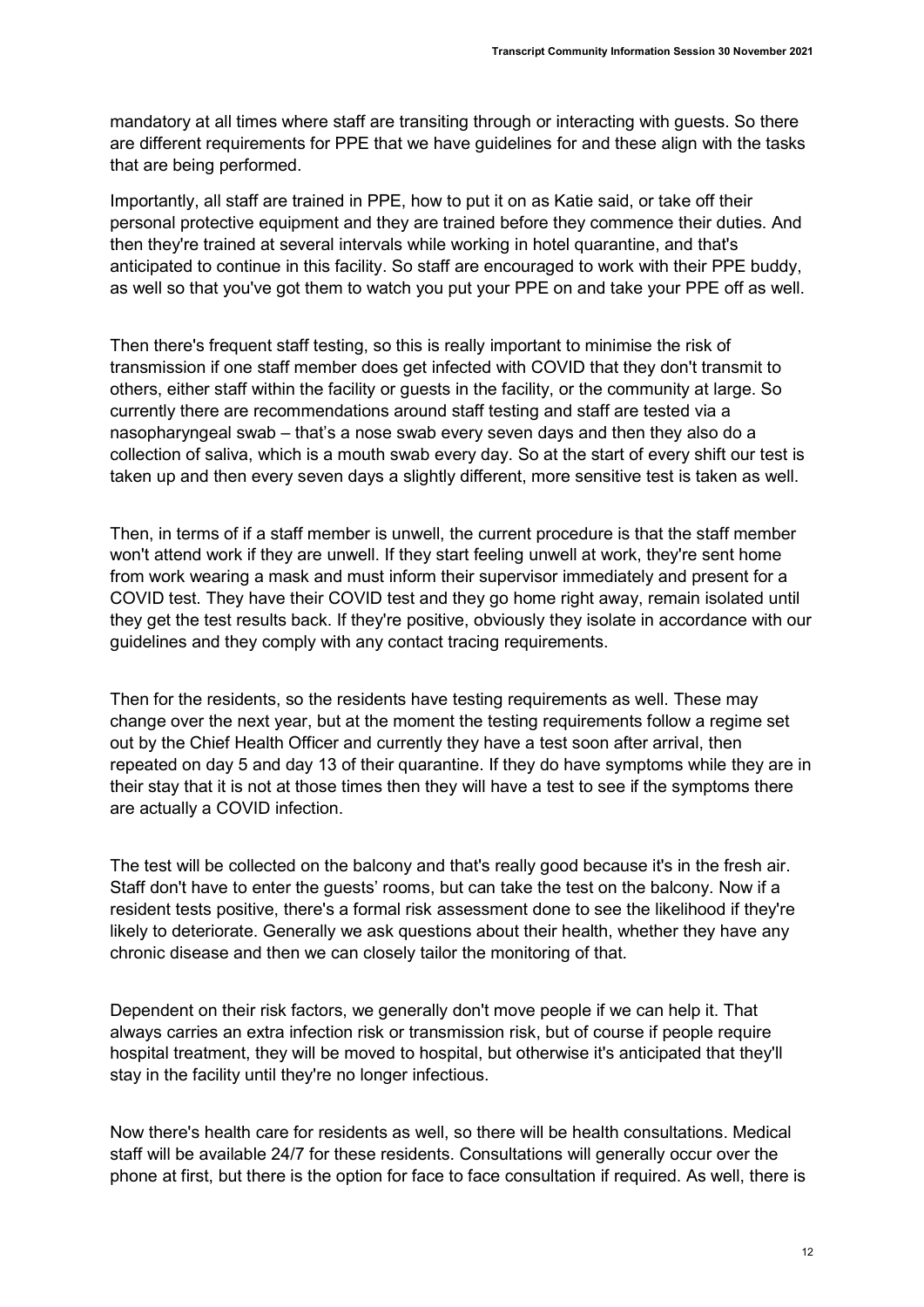mandatory at all times where staff are transiting through or interacting with guests. So there are different requirements for PPE that we have guidelines for and these align with the tasks that are being performed.

Importantly, all staff are trained in PPE, how to put it on as Katie said, or take off their personal protective equipment and they are trained before they commence their duties. And then they're trained at several intervals while working in hotel quarantine, and that's anticipated to continue in this facility. So staff are encouraged to work with their PPE buddy, as well so that you've got them to watch you put your PPE on and take your PPE off as well.

Then there's frequent staff testing, so this is really important to minimise the risk of transmission if one staff member does get infected with COVID that they don't transmit to others, either staff within the facility or guests in the facility, or the community at large. So currently there are recommendations around staff testing and staff are tested via a nasopharyngeal swab – that's a nose swab every seven days and then they also do a collection of saliva, which is a mouth swab every day. So at the start of every shift our test is taken up and then every seven days a slightly different, more sensitive test is taken as well.

Then, in terms of if a staff member is unwell, the current procedure is that the staff member won't attend work if they are unwell. If they start feeling unwell at work, they're sent home from work wearing a mask and must inform their supervisor immediately and present for a COVID test. They have their COVID test and they go home right away, remain isolated until they get the test results back. If they're positive, obviously they isolate in accordance with our guidelines and they comply with any contact tracing requirements.

Then for the residents, so the residents have testing requirements as well. These may change over the next year, but at the moment the testing requirements follow a regime set out by the Chief Health Officer and currently they have a test soon after arrival, then repeated on day 5 and day 13 of their quarantine. If they do have symptoms while they are in their stay that it is not at those times then they will have a test to see if the symptoms there are actually a COVID infection.

The test will be collected on the balcony and that's really good because it's in the fresh air. Staff don't have to enter the guests' rooms, but can take the test on the balcony. Now if a resident tests positive, there's a formal risk assessment done to see the likelihood if they're likely to deteriorate. Generally we ask questions about their health, whether they have any chronic disease and then we can closely tailor the monitoring of that.

Dependent on their risk factors, we generally don't move people if we can help it. That always carries an extra infection risk or transmission risk, but of course if people require hospital treatment, they will be moved to hospital, but otherwise it's anticipated that they'll stay in the facility until they're no longer infectious.

Now there's health care for residents as well, so there will be health consultations. Medical staff will be available 24/7 for these residents. Consultations will generally occur over the phone at first, but there is the option for face to face consultation if required. As well, there is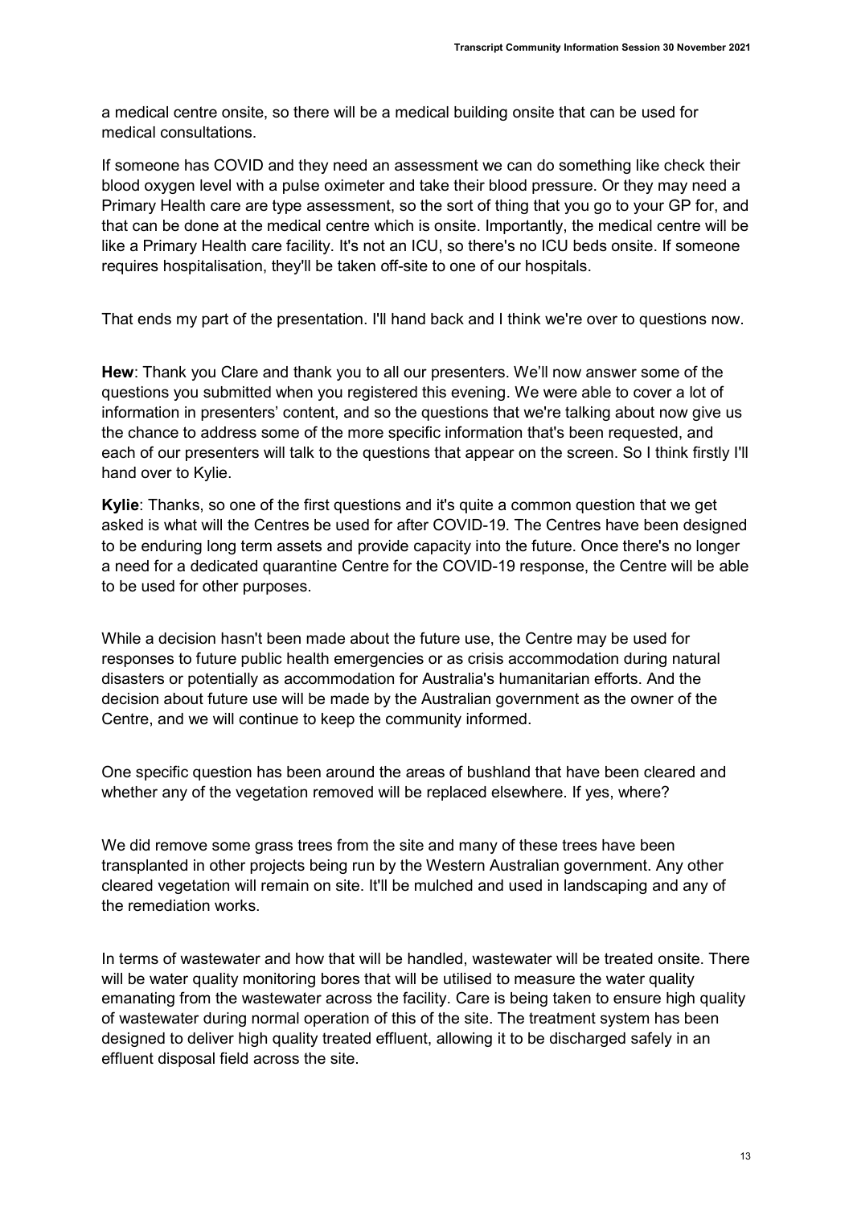a medical centre onsite, so there will be a medical building onsite that can be used for medical consultations.

If someone has COVID and they need an assessment we can do something like check their blood oxygen level with a pulse oximeter and take their blood pressure. Or they may need a Primary Health care are type assessment, so the sort of thing that you go to your GP for, and that can be done at the medical centre which is onsite. Importantly, the medical centre will be like a Primary Health care facility. It's not an ICU, so there's no ICU beds onsite. If someone requires hospitalisation, they'll be taken off-site to one of our hospitals.

That ends my part of the presentation. I'll hand back and I think we're over to questions now.

**Hew**: Thank you Clare and thank you to all our presenters. We'll now answer some of the questions you submitted when you registered this evening. We were able to cover a lot of information in presenters' content, and so the questions that we're talking about now give us the chance to address some of the more specific information that's been requested, and each of our presenters will talk to the questions that appear on the screen. So I think firstly I'll hand over to Kylie.

**Kylie**: Thanks, so one of the first questions and it's quite a common question that we get asked is what will the Centres be used for after COVID-19. The Centres have been designed to be enduring long term assets and provide capacity into the future. Once there's no longer a need for a dedicated quarantine Centre for the COVID-19 response, the Centre will be able to be used for other purposes.

While a decision hasn't been made about the future use, the Centre may be used for responses to future public health emergencies or as crisis accommodation during natural disasters or potentially as accommodation for Australia's humanitarian efforts. And the decision about future use will be made by the Australian government as the owner of the Centre, and we will continue to keep the community informed.

One specific question has been around the areas of bushland that have been cleared and whether any of the vegetation removed will be replaced elsewhere. If yes, where?

We did remove some grass trees from the site and many of these trees have been transplanted in other projects being run by the Western Australian government. Any other cleared vegetation will remain on site. It'll be mulched and used in landscaping and any of the remediation works.

In terms of wastewater and how that will be handled, wastewater will be treated onsite. There will be water quality monitoring bores that will be utilised to measure the water quality emanating from the wastewater across the facility. Care is being taken to ensure high quality of wastewater during normal operation of this of the site. The treatment system has been designed to deliver high quality treated effluent, allowing it to be discharged safely in an effluent disposal field across the site.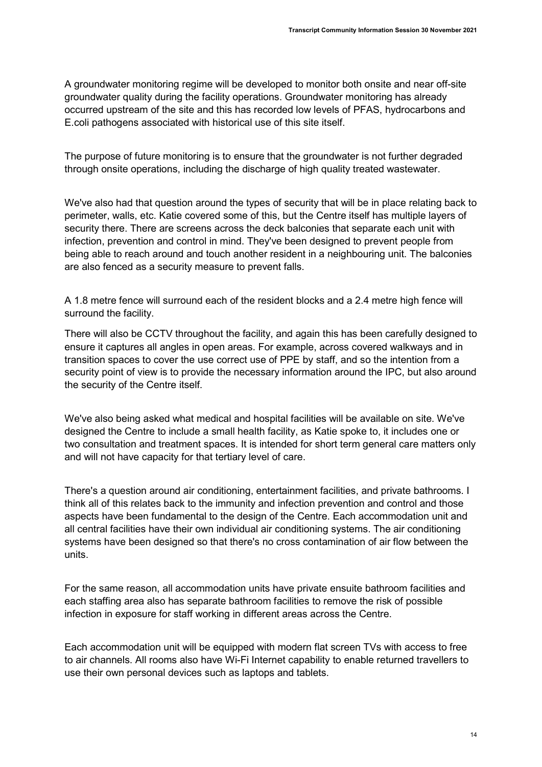A groundwater monitoring regime will be developed to monitor both onsite and near off-site groundwater quality during the facility operations. Groundwater monitoring has already occurred upstream of the site and this has recorded low levels of PFAS, hydrocarbons and E.coli pathogens associated with historical use of this site itself.

The purpose of future monitoring is to ensure that the groundwater is not further degraded through onsite operations, including the discharge of high quality treated wastewater.

We've also had that question around the types of security that will be in place relating back to perimeter, walls, etc. Katie covered some of this, but the Centre itself has multiple layers of security there. There are screens across the deck balconies that separate each unit with infection, prevention and control in mind. They've been designed to prevent people from being able to reach around and touch another resident in a neighbouring unit. The balconies are also fenced as a security measure to prevent falls.

A 1.8 metre fence will surround each of the resident blocks and a 2.4 metre high fence will surround the facility.

There will also be CCTV throughout the facility, and again this has been carefully designed to ensure it captures all angles in open areas. For example, across covered walkways and in transition spaces to cover the use correct use of PPE by staff, and so the intention from a security point of view is to provide the necessary information around the IPC, but also around the security of the Centre itself.

We've also being asked what medical and hospital facilities will be available on site. We've designed the Centre to include a small health facility, as Katie spoke to, it includes one or two consultation and treatment spaces. It is intended for short term general care matters only and will not have capacity for that tertiary level of care.

There's a question around air conditioning, entertainment facilities, and private bathrooms. I think all of this relates back to the immunity and infection prevention and control and those aspects have been fundamental to the design of the Centre. Each accommodation unit and all central facilities have their own individual air conditioning systems. The air conditioning systems have been designed so that there's no cross contamination of air flow between the units.

For the same reason, all accommodation units have private ensuite bathroom facilities and each staffing area also has separate bathroom facilities to remove the risk of possible infection in exposure for staff working in different areas across the Centre.

Each accommodation unit will be equipped with modern flat screen TVs with access to free to air channels. All rooms also have Wi-Fi Internet capability to enable returned travellers to use their own personal devices such as laptops and tablets.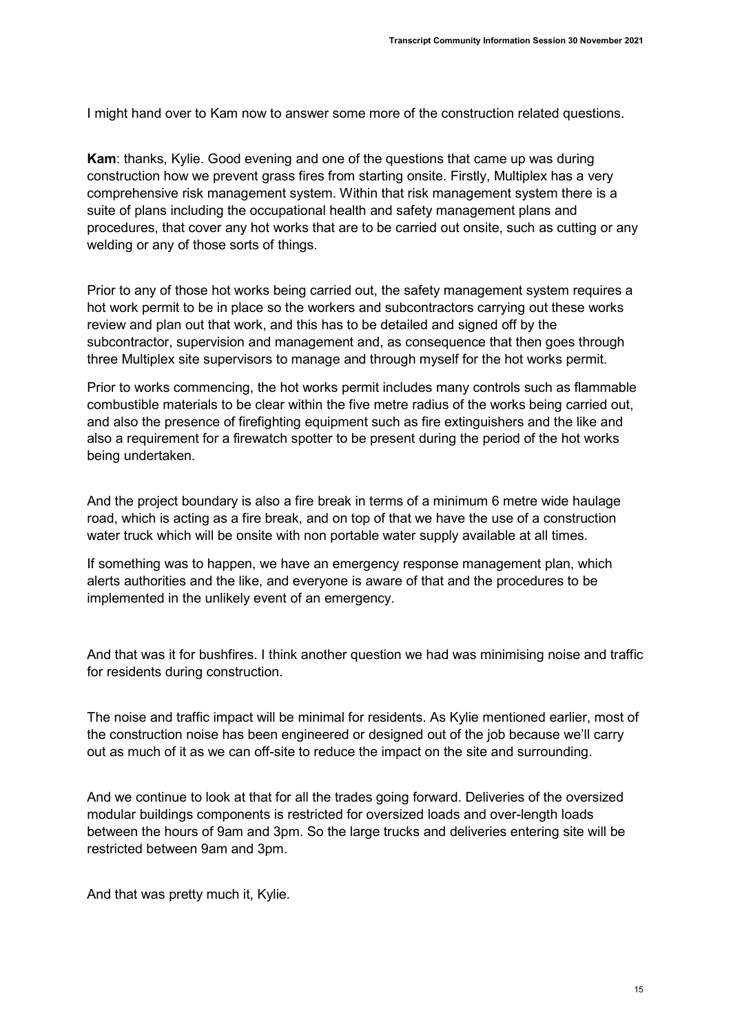I might hand over to Kam now to answer some more of the construction related questions.

**Kam**: thanks, Kylie. Good evening and one of the questions that came up was during construction how we prevent grass fires from starting onsite. Firstly, Multiplex has a very comprehensive risk management system. Within that risk management system there is a suite of plans including the occupational health and safety management plans and procedures, that cover any hot works that are to be carried out onsite, such as cutting or any welding or any of those sorts of things.

Prior to any of those hot works being carried out, the safety management system requires a hot work permit to be in place so the workers and subcontractors carrying out these works review and plan out that work, and this has to be detailed and signed off by the subcontractor, supervision and management and, as consequence that then goes through three Multiplex site supervisors to manage and through myself for the hot works permit.

Prior to works commencing, the hot works permit includes many controls such as flammable combustible materials to be clear within the five metre radius of the works being carried out, and also the presence of firefighting equipment such as fire extinguishers and the like and also a requirement for a firewatch spotter to be present during the period of the hot works being undertaken.

And the project boundary is also a fire break in terms of a minimum 6 metre wide haulage road, which is acting as a fire break, and on top of that we have the use of a construction water truck which will be onsite with non portable water supply available at all times.

If something was to happen, we have an emergency response management plan, which alerts authorities and the like, and everyone is aware of that and the procedures to be implemented in the unlikely event of an emergency.

And that was it for bushfires. I think another question we had was minimising noise and traffic for residents during construction.

The noise and traffic impact will be minimal for residents. As Kylie mentioned earlier, most of the construction noise has been engineered or designed out of the job because we'll carry out as much of it as we can off-site to reduce the impact on the site and surrounding.

And we continue to look at that for all the trades going forward. Deliveries of the oversized modular buildings components is restricted for oversized loads and over-length loads between the hours of 9am and 3pm. So the large trucks and deliveries entering site will be restricted between 9am and 3pm.

And that was pretty much it, Kylie.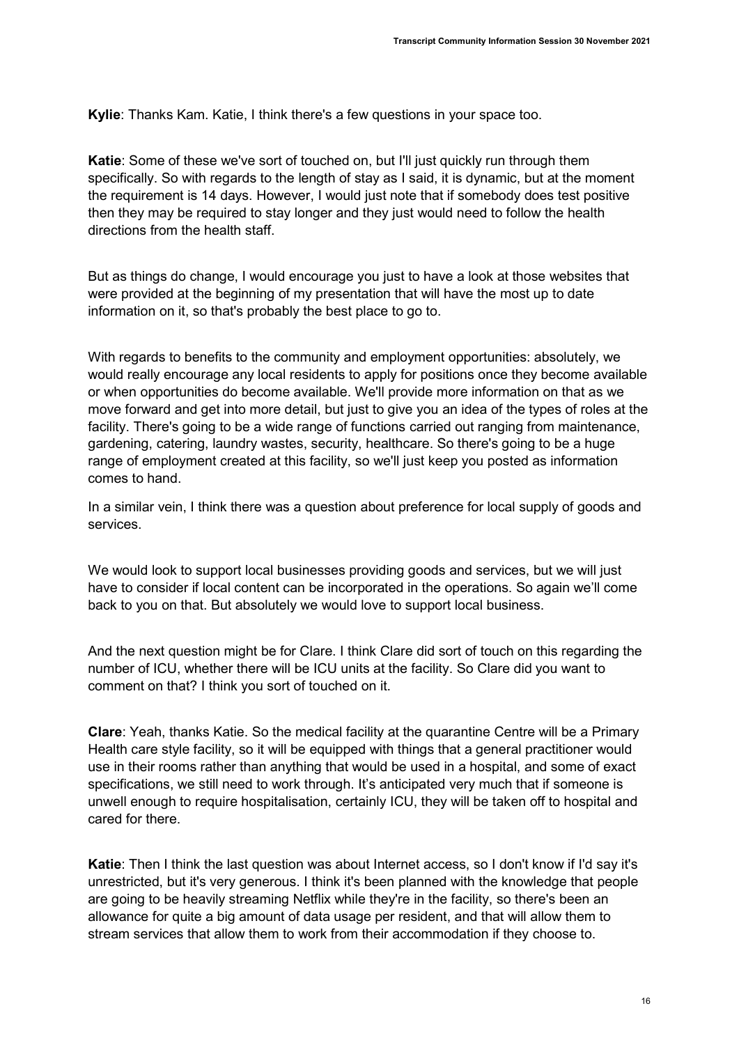**Kylie**: Thanks Kam. Katie, I think there's a few questions in your space too.

**Katie**: Some of these we've sort of touched on, but I'll just quickly run through them specifically. So with regards to the length of stay as I said, it is dynamic, but at the moment the requirement is 14 days. However, I would just note that if somebody does test positive then they may be required to stay longer and they just would need to follow the health directions from the health staff.

But as things do change, I would encourage you just to have a look at those websites that were provided at the beginning of my presentation that will have the most up to date information on it, so that's probably the best place to go to.

With regards to benefits to the community and employment opportunities: absolutely, we would really encourage any local residents to apply for positions once they become available or when opportunities do become available. We'll provide more information on that as we move forward and get into more detail, but just to give you an idea of the types of roles at the facility. There's going to be a wide range of functions carried out ranging from maintenance, gardening, catering, laundry wastes, security, healthcare. So there's going to be a huge range of employment created at this facility, so we'll just keep you posted as information comes to hand.

In a similar vein, I think there was a question about preference for local supply of goods and services.

We would look to support local businesses providing goods and services, but we will just have to consider if local content can be incorporated in the operations. So again we'll come back to you on that. But absolutely we would love to support local business.

And the next question might be for Clare. I think Clare did sort of touch on this regarding the number of ICU, whether there will be ICU units at the facility. So Clare did you want to comment on that? I think you sort of touched on it.

**Clare**: Yeah, thanks Katie. So the medical facility at the quarantine Centre will be a Primary Health care style facility, so it will be equipped with things that a general practitioner would use in their rooms rather than anything that would be used in a hospital, and some of exact specifications, we still need to work through. It's anticipated very much that if someone is unwell enough to require hospitalisation, certainly ICU, they will be taken off to hospital and cared for there.

**Katie**: Then I think the last question was about Internet access, so I don't know if I'd say it's unrestricted, but it's very generous. I think it's been planned with the knowledge that people are going to be heavily streaming Netflix while they're in the facility, so there's been an allowance for quite a big amount of data usage per resident, and that will allow them to stream services that allow them to work from their accommodation if they choose to.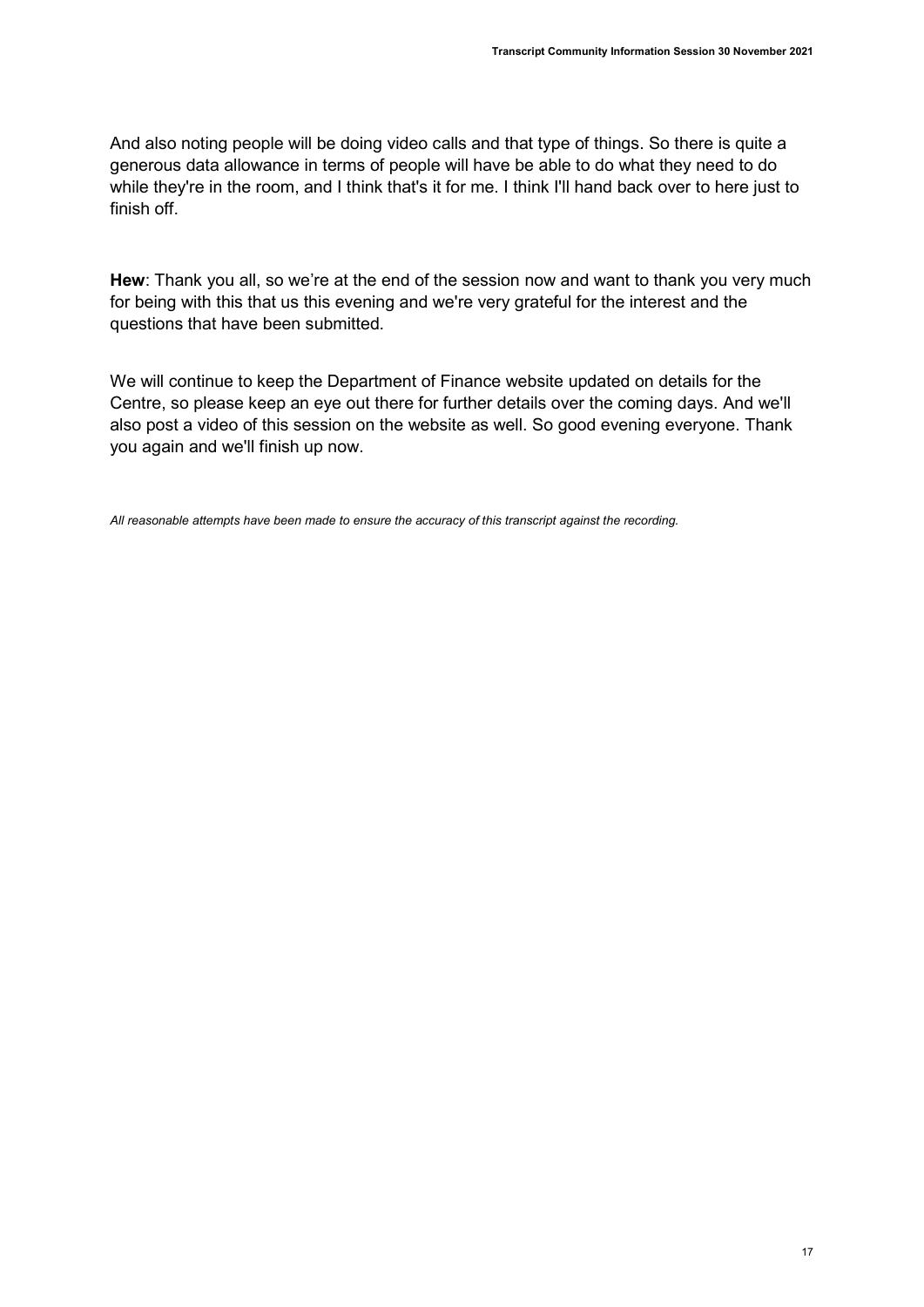And also noting people will be doing video calls and that type of things. So there is quite a generous data allowance in terms of people will have be able to do what they need to do while they're in the room, and I think that's it for me. I think I'll hand back over to here just to finish off.

**Hew**: Thank you all, so we're at the end of the session now and want to thank you very much for being with this that us this evening and we're very grateful for the interest and the questions that have been submitted.

We will continue to keep the Department of Finance website updated on details for the Centre, so please keep an eye out there for further details over the coming days. And we'll also post a video of this session on the website as well. So good evening everyone. Thank you again and we'll finish up now.

*All reasonable attempts have been made to ensure the accuracy of this transcript against the recording.*